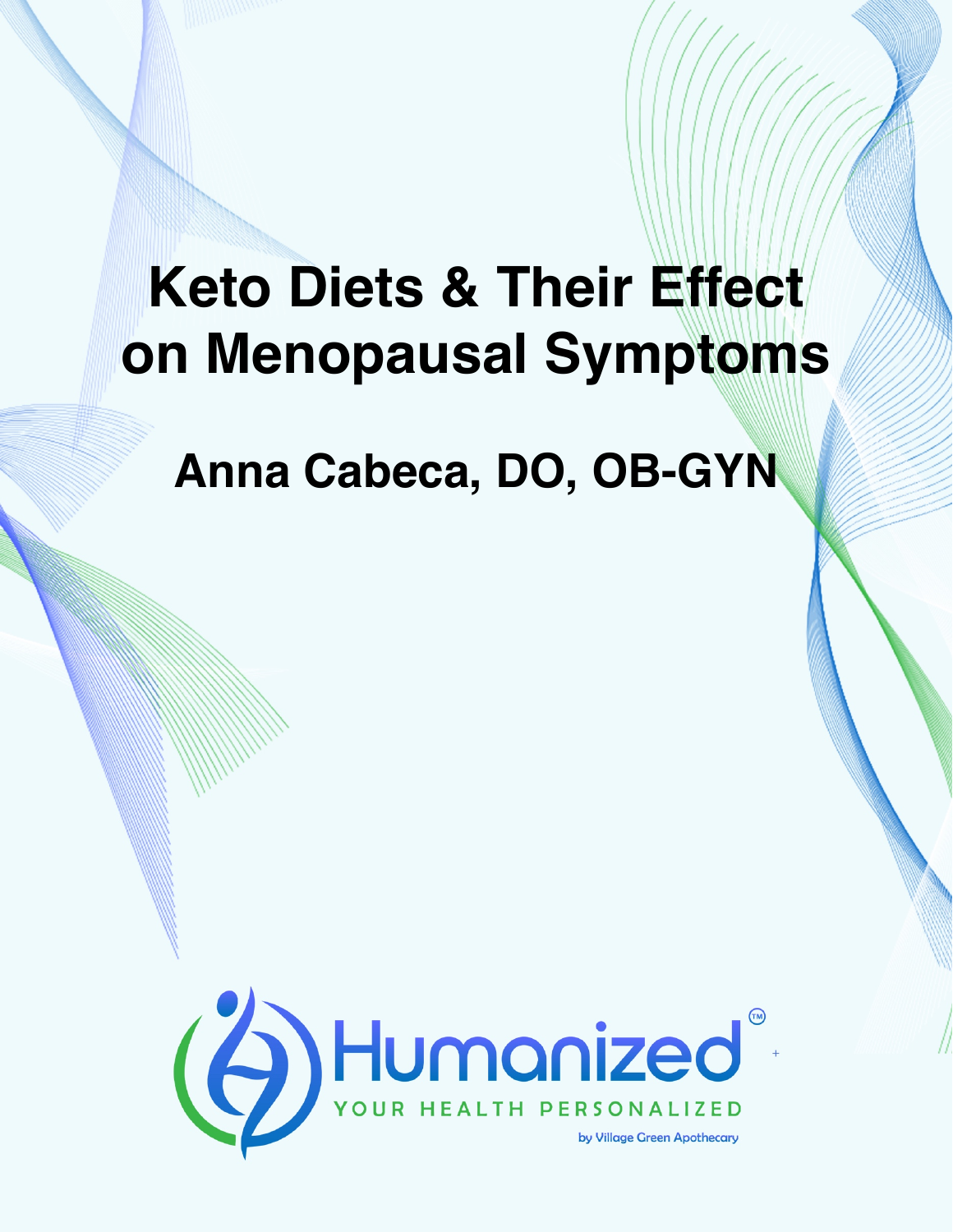# Keto Diets & Their Effect on Menopausal Symptoms

## Anna Cabeca, DO, OB-GYN

Humanized™

YOUR HEALTH PERSONALIZED

by Village Green Apothecary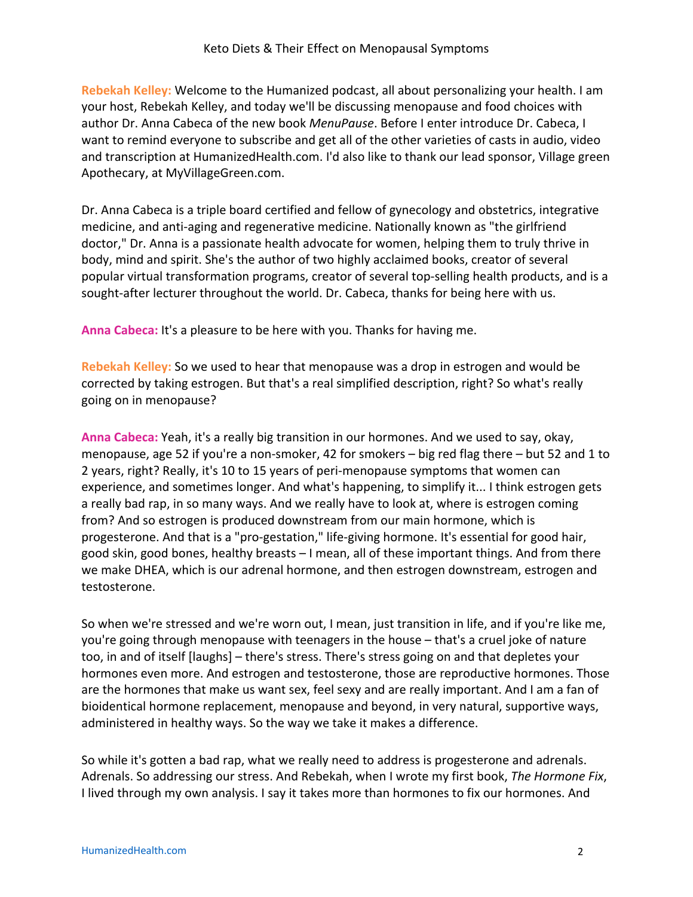**Rebekah Kelley:** Welcome to the Humanized podcast, all about personalizing your health. I am your host, Rebekah Kelley, and today we'll be discussing menopause and food choices with author Dr. Anna Cabeca of the new book *MenuPause*. Before I enter introduce Dr. Cabeca, I want to remind everyone to subscribe and get all of the other varieties of casts in audio, video and transcription at HumanizedHealth.com. I'd also like to thank our lead sponsor, Village green Apothecary, at MyVillageGreen.com.

Dr. Anna Cabeca is a triple board certified and fellow of gynecology and obstetrics, integrative medicine, and anti-aging and regenerative medicine. Nationally known as "the girlfriend doctor," Dr. Anna is a passionate health advocate for women, helping them to truly thrive in body, mind and spirit. She's the author of two highly acclaimed books, creator of several popular virtual transformation programs, creator of several top-selling health products, and is a sought-after lecturer throughout the world. Dr. Cabeca, thanks for being here with us.

**Anna Cabeca:** It's a pleasure to be here with you. Thanks for having me.

**Rebekah Kelley:** So we used to hear that menopause was a drop in estrogen and would be corrected by taking estrogen. But that's a real simplified description, right? So what's really going on in menopause?

**Anna Cabeca:** Yeah, it's a really big transition in our hormones. And we used to say, okay, menopause, age 52 if you're a non-smoker, 42 for smokers – big red flag there – but 52 and 1 to 2 years, right? Really, it's 10 to 15 years of peri-menopause symptoms that women can experience, and sometimes longer. And what's happening, to simplify it... I think estrogen gets a really bad rap, in so many ways. And we really have to look at, where is estrogen coming from? And so estrogen is produced downstream from our main hormone, which is progesterone. And that is a "pro-gestation," life-giving hormone. It's essential for good hair, good skin, good bones, healthy breasts – I mean, all of these important things. And from there we make DHEA, which is our adrenal hormone, and then estrogen downstream, estrogen and testosterone.

So when we're stressed and we're worn out, I mean, just transition in life, and if you're like me, you're going through menopause with teenagers in the house – that's a cruel joke of nature too, in and of itself [laughs] – there's stress. There's stress going on and that depletes your hormones even more. And estrogen and testosterone, those are reproductive hormones. Those are the hormones that make us want sex, feel sexy and are really important. And I am a fan of bioidentical hormone replacement, menopause and beyond, in very natural, supportive ways, administered in healthy ways. So the way we take it makes a difference.

So while it's gotten a bad rap, what we really need to address is progesterone and adrenals. Adrenals. So addressing our stress. And Rebekah, when I wrote my first book, *The Hormone Fix*, I lived through my own analysis. I say it takes more than hormones to fix our hormones. And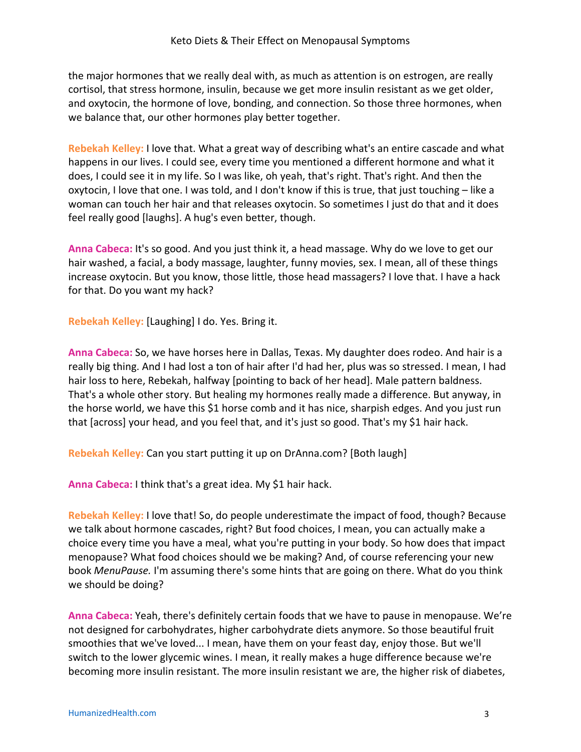the major hormones that we really deal with, as much as attention is on estrogen, are really cortisol, that stress hormone, insulin, because we get more insulin resistant as we get older, and oxytocin, the hormone of love, bonding, and connection. So those three hormones, when we balance that, our other hormones play better together.

**Rebekah Kelley:** I love that. What a great way of describing what's an entire cascade and what happens in our lives. I could see, every time you mentioned a different hormone and what it does, I could see it in my life. So I was like, oh yeah, that's right. That's right. And then the oxytocin, I love that one. I was told, and I don't know if this is true, that just touching – like a woman can touch her hair and that releases oxytocin. So sometimes I just do that and it does feel really good [laughs]. A hug's even better, though.

**Anna Cabeca:** It's so good. And you just think it, a head massage. Why do we love to get our hair washed, a facial, a body massage, laughter, funny movies, sex. I mean, all of these things increase oxytocin. But you know, those little, those head massagers? I love that. I have a hack for that. Do you want my hack?

**Rebekah Kelley:** [Laughing] I do. Yes. Bring it.

**Anna Cabeca:** So, we have horses here in Dallas, Texas. My daughter does rodeo. And hair is a really big thing. And I had lost a ton of hair after I'd had her, plus was so stressed. I mean, I had hair loss to here, Rebekah, halfway [pointing to back of her head]. Male pattern baldness. That's a whole other story. But healing my hormones really made a difference. But anyway, in the horse world, we have this $1 horse comb and it has nice, sharpish edges. And you just run that [across] your head, and you feel that, and it's just so good. That's my $1 hair hack.

**Rebekah Kelley:** Can you start putting it up on DrAnna.com? [Both laugh]

**Anna Cabeca:** I think that's a great idea. My $1 hair hack.

**Rebekah Kelley:** I love that! So, do people underestimate the impact of food, though? Because we talk about hormone cascades, right? But food choices, I mean, you can actually make a choice every time you have a meal, what you're putting in your body. So how does that impact menopause? What food choices should we be making? And, of course referencing your new book *MenuPause.* I'm assuming there's some hints that are going on there. What do you think we should be doing?

**Anna Cabeca:** Yeah, there's definitely certain foods that we have to pause in menopause. We're not designed for carbohydrates, higher carbohydrate diets anymore. So those beautiful fruit smoothies that we've loved... I mean, have them on your feast day, enjoy those. But we'll switch to the lower glycemic wines. I mean, it really makes a huge difference because we're becoming more insulin resistant. The more insulin resistant we are, the higher risk of diabetes,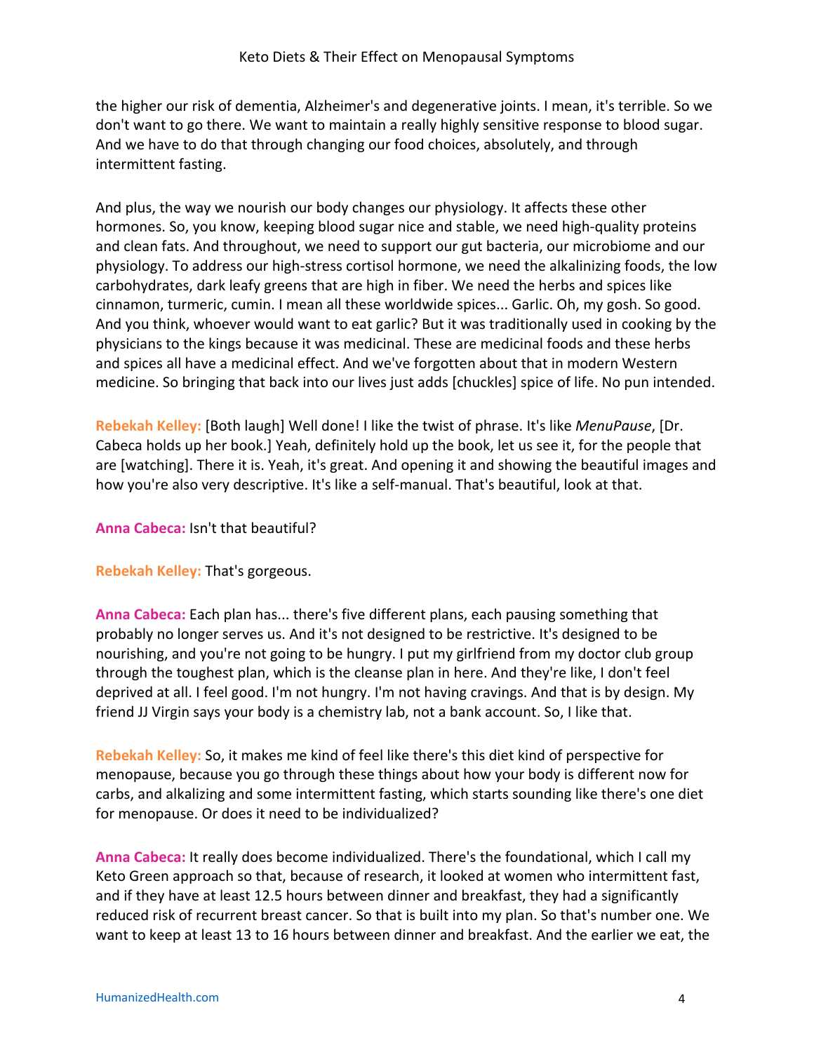the higher our risk of dementia, Alzheimer's and degenerative joints. I mean, it's terrible. So we don't want to go there. We want to maintain a really highly sensitive response to blood sugar. And we have to do that through changing our food choices, absolutely, and through intermittent fasting.

And plus, the way we nourish our body changes our physiology. It affects these other hormones. So, you know, keeping blood sugar nice and stable, we need high-quality proteins and clean fats. And throughout, we need to support our gut bacteria, our microbiome and our physiology. To address our high-stress cortisol hormone, we need the alkalinizing foods, the low carbohydrates, dark leafy greens that are high in fiber. We need the herbs and spices like cinnamon, turmeric, cumin. I mean all these worldwide spices... Garlic. Oh, my gosh. So good. And you think, whoever would want to eat garlic? But it was traditionally used in cooking by the physicians to the kings because it was medicinal. These are medicinal foods and these herbs and spices all have a medicinal effect. And we've forgotten about that in modern Western medicine. So bringing that back into our lives just adds [chuckles] spice of life. No pun intended.

**Rebekah Kelley:** [Both laugh] Well done! I like the twist of phrase. It's like *MenuPause*, [Dr. Cabeca holds up her book.] Yeah, definitely hold up the book, let us see it, for the people that are [watching]. There it is. Yeah, it's great. And opening it and showing the beautiful images and how you're also very descriptive. It's like a self-manual. That's beautiful, look at that.

**Anna Cabeca:** Isn't that beautiful?

**Rebekah Kelley:** That's gorgeous.

**Anna Cabeca:** Each plan has... there's five different plans, each pausing something that probably no longer serves us. And it's not designed to be restrictive. It's designed to be nourishing, and you're not going to be hungry. I put my girlfriend from my doctor club group through the toughest plan, which is the cleanse plan in here. And they're like, I don't feel deprived at all. I feel good. I'm not hungry. I'm not having cravings. And that is by design. My friend JJ Virgin says your body is a chemistry lab, not a bank account. So, I like that.

**Rebekah Kelley:** So, it makes me kind of feel like there's this diet kind of perspective for menopause, because you go through these things about how your body is different now for carbs, and alkalizing and some intermittent fasting, which starts sounding like there's one diet for menopause. Or does it need to be individualized?

**Anna Cabeca:** It really does become individualized. There's the foundational, which I call my Keto Green approach so that, because of research, it looked at women who intermittent fast, and if they have at least 12.5 hours between dinner and breakfast, they had a significantly reduced risk of recurrent breast cancer. So that is built into my plan. So that's number one. We want to keep at least 13 to 16 hours between dinner and breakfast. And the earlier we eat, the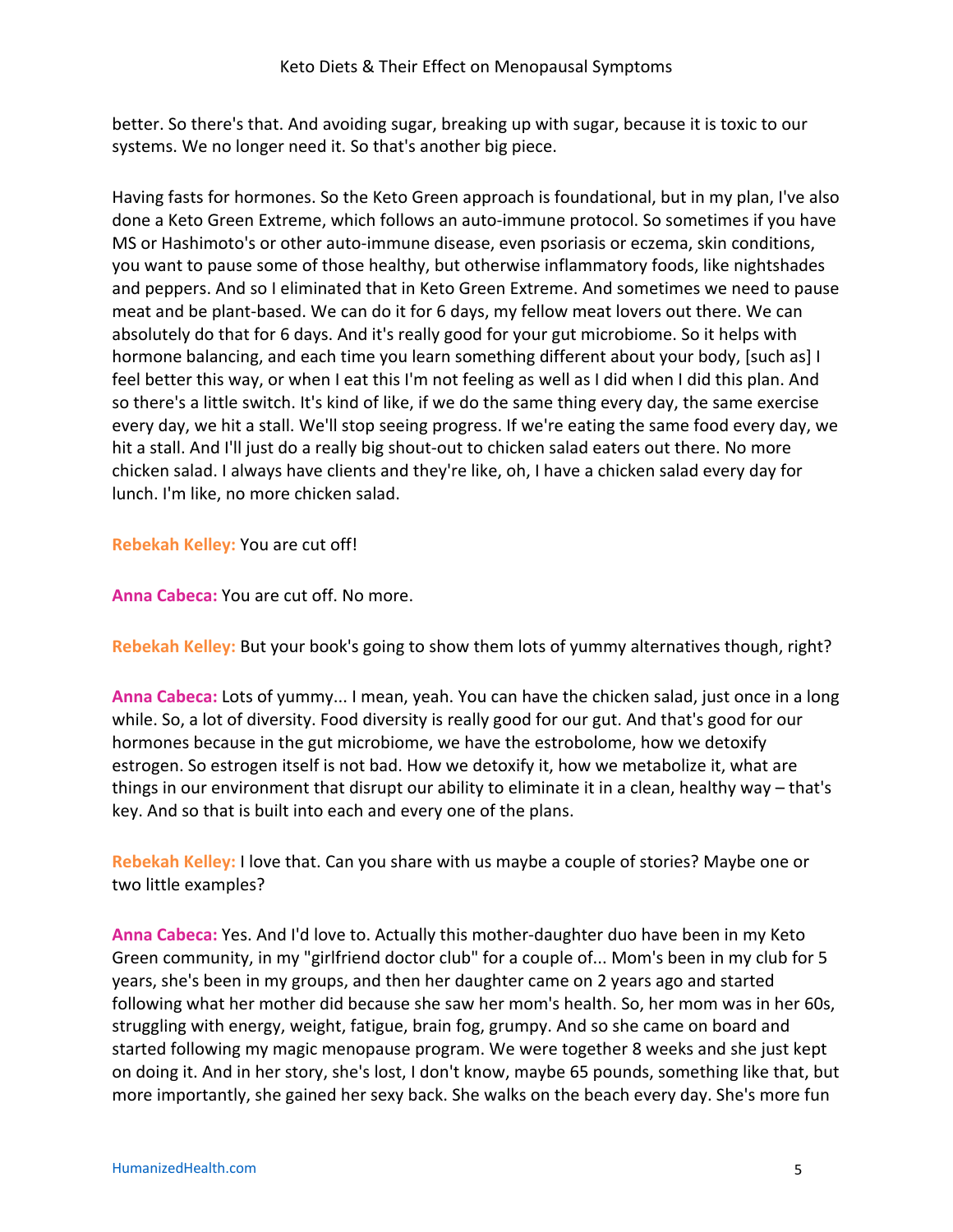better. So there's that. And avoiding sugar, breaking up with sugar, because it is toxic to our systems. We no longer need it. So that's another big piece.

Having fasts for hormones. So the Keto Green approach is foundational, but in my plan, I've also done a Keto Green Extreme, which follows an auto-immune protocol. So sometimes if you have MS or Hashimoto's or other auto-immune disease, even psoriasis or eczema, skin conditions, you want to pause some of those healthy, but otherwise inflammatory foods, like nightshades and peppers. And so I eliminated that in Keto Green Extreme. And sometimes we need to pause meat and be plant-based. We can do it for 6 days, my fellow meat lovers out there. We can absolutely do that for 6 days. And it's really good for your gut microbiome. So it helps with hormone balancing, and each time you learn something different about your body, [such as] I feel better this way, or when I eat this I'm not feeling as well as I did when I did this plan. And so there's a little switch. It's kind of like, if we do the same thing every day, the same exercise every day, we hit a stall. We'll stop seeing progress. If we're eating the same food every day, we hit a stall. And I'll just do a really big shout-out to chicken salad eaters out there. No more chicken salad. I always have clients and they're like, oh, I have a chicken salad every day for lunch. I'm like, no more chicken salad.

**Rebekah Kelley:** You are cut off!

**Anna Cabeca:** You are cut off. No more.

**Rebekah Kelley:** But your book's going to show them lots of yummy alternatives though, right?

**Anna Cabeca:** Lots of yummy... I mean, yeah. You can have the chicken salad, just once in a long while. So, a lot of diversity. Food diversity is really good for our gut. And that's good for our hormones because in the gut microbiome, we have the estrobolome, how we detoxify estrogen. So estrogen itself is not bad. How we detoxify it, how we metabolize it, what are things in our environment that disrupt our ability to eliminate it in a clean, healthy way – that's key. And so that is built into each and every one of the plans.

**Rebekah Kelley:** I love that. Can you share with us maybe a couple of stories? Maybe one or two little examples?

**Anna Cabeca:** Yes. And I'd love to. Actually this mother-daughter duo have been in my Keto Green community, in my "girlfriend doctor club" for a couple of... Mom's been in my club for 5 years, she's been in my groups, and then her daughter came on 2 years ago and started following what her mother did because she saw her mom's health. So, her mom was in her 60s, struggling with energy, weight, fatigue, brain fog, grumpy. And so she came on board and started following my magic menopause program. We were together 8 weeks and she just kept on doing it. And in her story, she's lost, I don't know, maybe 65 pounds, something like that, but more importantly, she gained her sexy back. She walks on the beach every day. She's more fun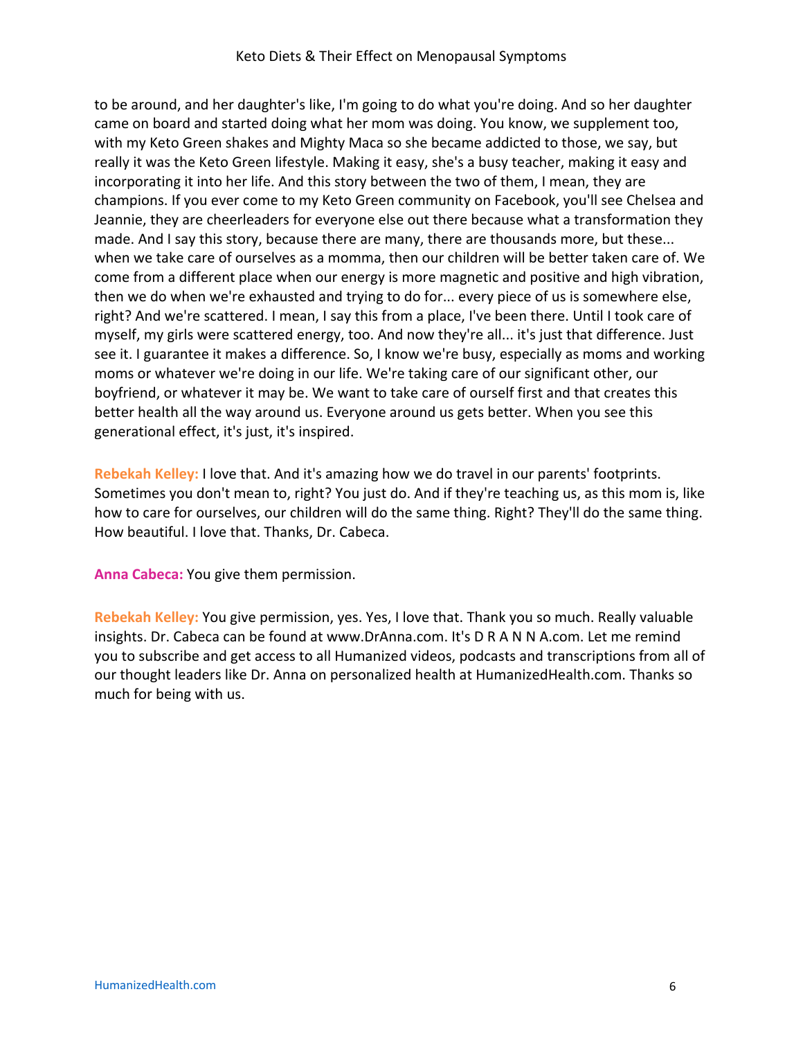to be around, and her daughter's like, I'm going to do what you're doing. And so her daughter came on board and started doing what her mom was doing. You know, we supplement too, with my Keto Green shakes and Mighty Maca so she became addicted to those, we say, but really it was the Keto Green lifestyle. Making it easy, she's a busy teacher, making it easy and incorporating it into her life. And this story between the two of them, I mean, they are champions. If you ever come to my Keto Green community on Facebook, you'll see Chelsea and Jeannie, they are cheerleaders for everyone else out there because what a transformation they made. And I say this story, because there are many, there are thousands more, but these... when we take care of ourselves as a momma, then our children will be better taken care of. We come from a different place when our energy is more magnetic and positive and high vibration, then we do when we're exhausted and trying to do for... every piece of us is somewhere else, right? And we're scattered. I mean, I say this from a place, I've been there. Until I took care of myself, my girls were scattered energy, too. And now they're all... it's just that difference. Just see it. I guarantee it makes a difference. So, I know we're busy, especially as moms and working moms or whatever we're doing in our life. We're taking care of our significant other, our boyfriend, or whatever it may be. We want to take care of ourself first and that creates this better health all the way around us. Everyone around us gets better. When you see this generational effect, it's just, it's inspired.

**Rebekah Kelley:** I love that. And it's amazing how we do travel in our parents' footprints. Sometimes you don't mean to, right? You just do. And if they're teaching us, as this mom is, like how to care for ourselves, our children will do the same thing. Right? They'll do the same thing. How beautiful. I love that. Thanks, Dr. Cabeca.

**Anna Cabeca:** You give them permission.

**Rebekah Kelley:** You give permission, yes. Yes, I love that. Thank you so much. Really valuable insights. Dr. Cabeca can be found at www.DrAnna.com. It's D R A N N A.com. Let me remind you to subscribe and get access to all Humanized videos, podcasts and transcriptions from all of our thought leaders like Dr. Anna on personalized health at HumanizedHealth.com. Thanks so much for being with us.